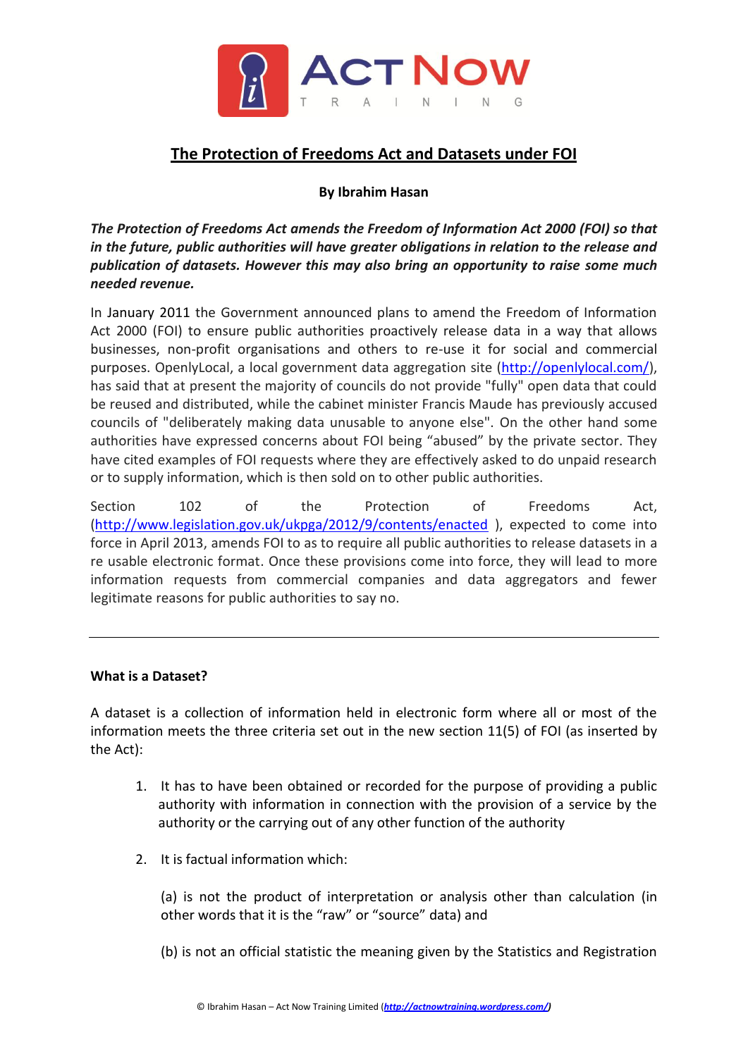# The Protection of Freedoms Act and Datasets under FOI

**By Ibrahim Hasan**

***The Protection of Freedoms Act amends the Freedom of Information Act 2000 (FOI) so that in the future, public authorities will have greater obligations in relation to the release and publication of datasets. However this may also bring an opportunity to raise some much needed revenue.***

In January 2011 the Government announced plans to amend the Freedom of Information Act 2000 (FOI) to ensure public authorities proactively release data in a way that allows businesses, non-profit organisations and others to re-use it for social and commercial purposes. OpenlyLocal, a local government data aggregation site (http://openlylocal.com/), has said that at present the majority of councils do not provide "fully" open data that could be reused and distributed, while the cabinet minister Francis Maude has previously accused councils of "deliberately making data unusable to anyone else". On the other hand some authorities have expressed concerns about FOI being "abused" by the private sector. They have cited examples of FOI requests where they are effectively asked to do unpaid research or to supply information, which is then sold on to other public authorities.

Section 102 of the Protection of Freedoms Act, (http://www.legislation.gov.uk/ukpga/2012/9/contents/enacted ), expected to come into force in April 2013, amends FOI to as to require all public authorities to release datasets in a re usable electronic format. Once these provisions come into force, they will lead to more information requests from commercial companies and data aggregators and fewer legitimate reasons for public authorities to say no.

---

**What is a Dataset?**

A dataset is a collection of information held in electronic form where all or most of the information meets the three criteria set out in the new section 11(5) of FOI (as inserted by the Act):

1. It has to have been obtained or recorded for the purpose of providing a public authority with information in connection with the provision of a service by the authority or the carrying out of any other function of the authority

2. It is factual information which:

   (a) is not the product of interpretation or analysis other than calculation (in other words that it is the "raw" or "source" data) and

   (b) is not an official statistic the meaning given by the Statistics and Registration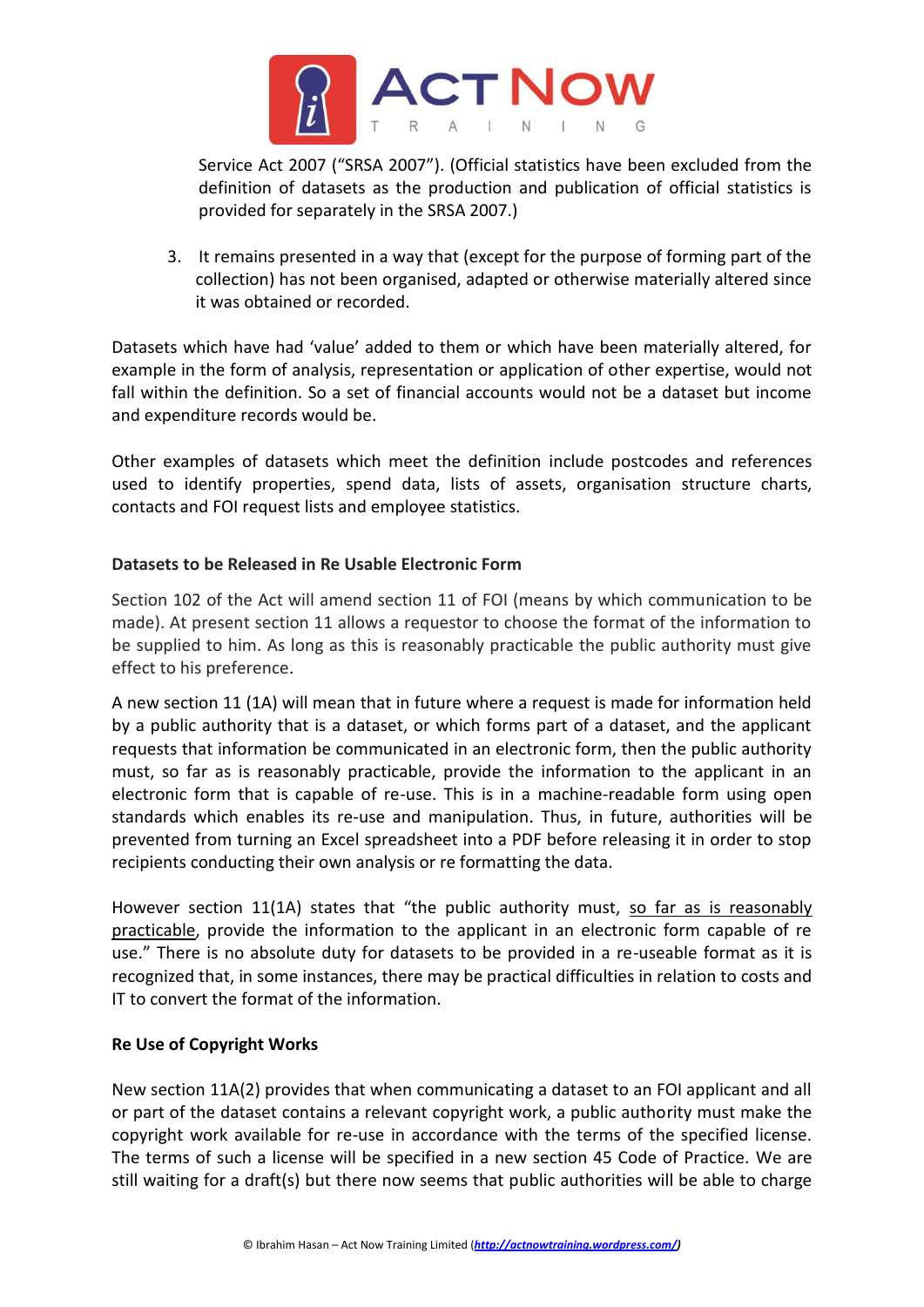Service Act 2007 ("SRSA 2007"). (Official statistics have been excluded from the definition of datasets as the production and publication of official statistics is provided for separately in the SRSA 2007.)

3. It remains presented in a way that (except for the purpose of forming part of the collection) has not been organised, adapted or otherwise materially altered since it was obtained or recorded.

Datasets which have had 'value' added to them or which have been materially altered, for example in the form of analysis, representation or application of other expertise, would not fall within the definition. So a set of financial accounts would not be a dataset but income and expenditure records would be.

Other examples of datasets which meet the definition include postcodes and references used to identify properties, spend data, lists of assets, organisation structure charts, contacts and FOI request lists and employee statistics.

**Datasets to be Released in Re Usable Electronic Form**

Section 102 of the Act will amend section 11 of FOI (means by which communication to be made). At present section 11 allows a requestor to choose the format of the information to be supplied to him. As long as this is reasonably practicable the public authority must give effect to his preference.

A new section 11 (1A) will mean that in future where a request is made for information held by a public authority that is a dataset, or which forms part of a dataset, and the applicant requests that information be communicated in an electronic form, then the public authority must, so far as is reasonably practicable, provide the information to the applicant in an electronic form that is capable of re-use. This is in a machine-readable form using open standards which enables its re-use and manipulation. Thus, in future, authorities will be prevented from turning an Excel spreadsheet into a PDF before releasing it in order to stop recipients conducting their own analysis or re formatting the data.

However section 11(1A) states that "the public authority must, so far as is reasonably practicable, provide the information to the applicant in an electronic form capable of re use." There is no absolute duty for datasets to be provided in a re-useable format as it is recognized that, in some instances, there may be practical difficulties in relation to costs and IT to convert the format of the information.

**Re Use of Copyright Works**

New section 11A(2) provides that when communicating a dataset to an FOI applicant and all or part of the dataset contains a relevant copyright work, a public authority must make the copyright work available for re-use in accordance with the terms of the specified license. The terms of such a license will be specified in a new section 45 Code of Practice. We are still waiting for a draft(s) but there now seems that public authorities will be able to charge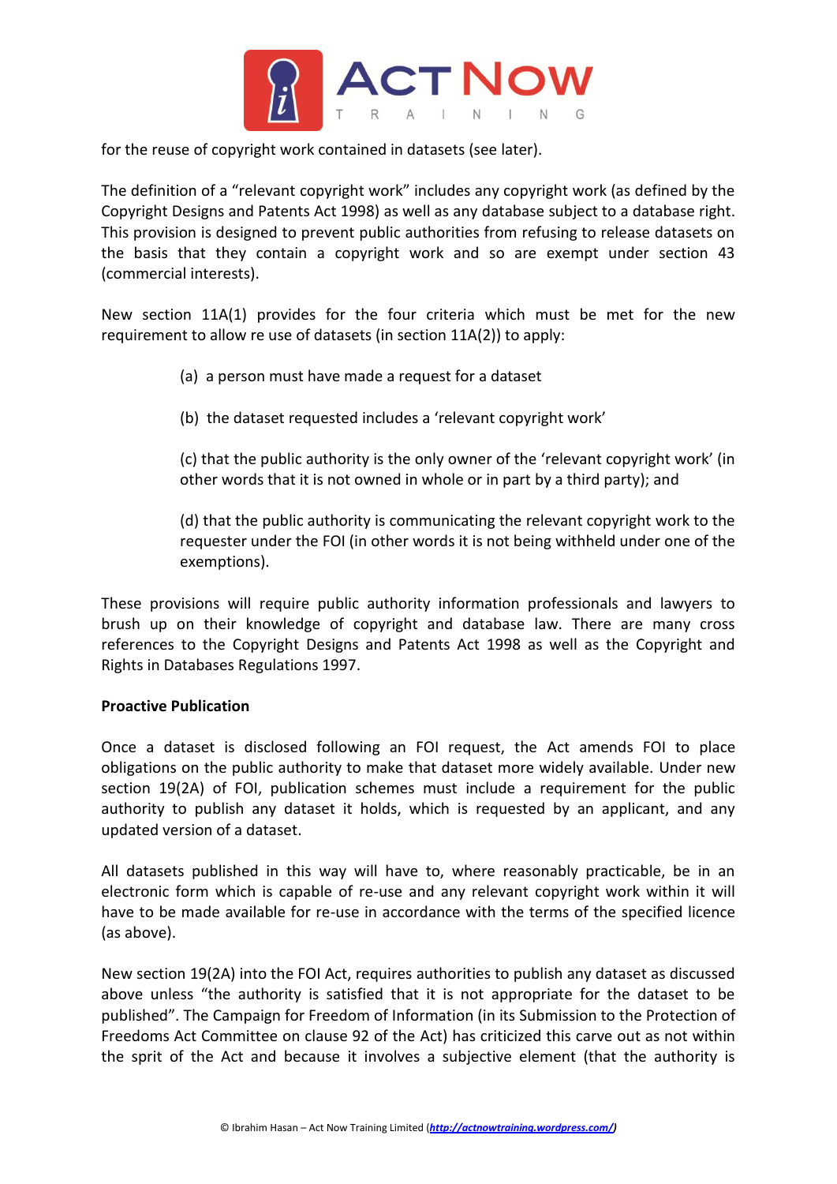for the reuse of copyright work contained in datasets (see later).

The definition of a "relevant copyright work" includes any copyright work (as defined by the Copyright Designs and Patents Act 1998) as well as any database subject to a database right. This provision is designed to prevent public authorities from refusing to release datasets on the basis that they contain a copyright work and so are exempt under section 43 (commercial interests).

New section 11A(1) provides for the four criteria which must be met for the new requirement to allow re use of datasets (in section 11A(2)) to apply:

(a) a person must have made a request for a dataset

(b) the dataset requested includes a 'relevant copyright work'

(c) that the public authority is the only owner of the 'relevant copyright work' (in other words that it is not owned in whole or in part by a third party); and

(d) that the public authority is communicating the relevant copyright work to the requester under the FOI (in other words it is not being withheld under one of the exemptions).

These provisions will require public authority information professionals and lawyers to brush up on their knowledge of copyright and database law. There are many cross references to the Copyright Designs and Patents Act 1998 as well as the Copyright and Rights in Databases Regulations 1997.

**Proactive Publication**

Once a dataset is disclosed following an FOI request, the Act amends FOI to place obligations on the public authority to make that dataset more widely available. Under new section 19(2A) of FOI, publication schemes must include a requirement for the public authority to publish any dataset it holds, which is requested by an applicant, and any updated version of a dataset.

All datasets published in this way will have to, where reasonably practicable, be in an electronic form which is capable of re-use and any relevant copyright work within it will have to be made available for re-use in accordance with the terms of the specified licence (as above).

New section 19(2A) into the FOI Act, requires authorities to publish any dataset as discussed above unless "the authority is satisfied that it is not appropriate for the dataset to be published". The Campaign for Freedom of Information (in its Submission to the Protection of Freedoms Act Committee on clause 92 of the Act) has criticized this carve out as not within the sprit of the Act and because it involves a subjective element (that the authority is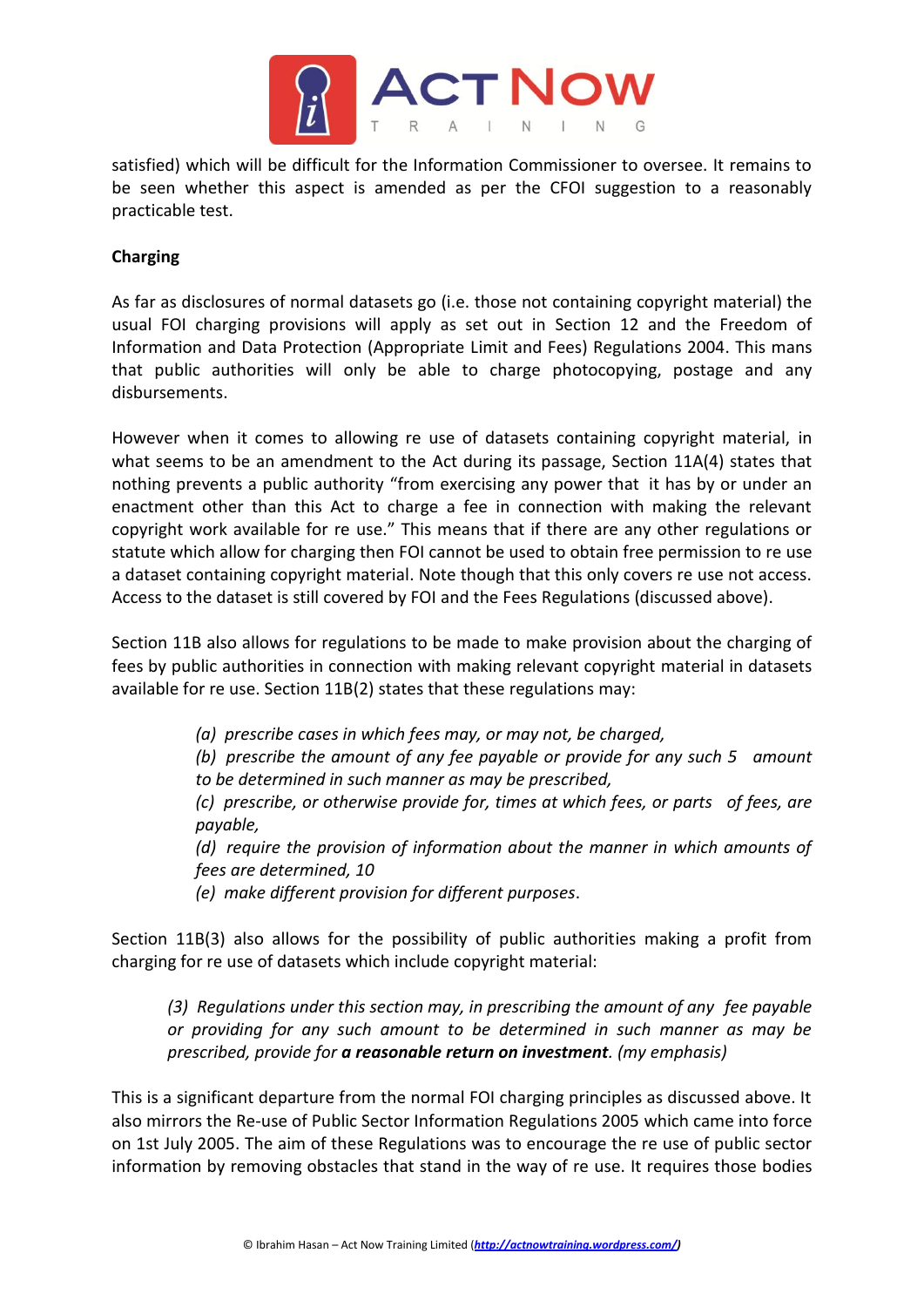satisfied) which will be difficult for the Information Commissioner to oversee. It remains to be seen whether this aspect is amended as per the CFOI suggestion to a reasonably practicable test.

**Charging**

As far as disclosures of normal datasets go (i.e. those not containing copyright material) the usual FOI charging provisions will apply as set out in Section 12 and the Freedom of Information and Data Protection (Appropriate Limit and Fees) Regulations 2004. This mans that public authorities will only be able to charge photocopying, postage and any disbursements.

However when it comes to allowing re use of datasets containing copyright material, in what seems to be an amendment to the Act during its passage, Section 11A(4) states that nothing prevents a public authority "from exercising any power that it has by or under an enactment other than this Act to charge a fee in connection with making the relevant copyright work available for re use." This means that if there are any other regulations or statute which allow for charging then FOI cannot be used to obtain free permission to re use a dataset containing copyright material. Note though that this only covers re use not access. Access to the dataset is still covered by FOI and the Fees Regulations (discussed above).

Section 11B also allows for regulations to be made to make provision about the charging of fees by public authorities in connection with making relevant copyright material in datasets available for re use. Section 11B(2) states that these regulations may:

> *(a) prescribe cases in which fees may, or may not, be charged,*
> *(b) prescribe the amount of any fee payable or provide for any such 5 amount to be determined in such manner as may be prescribed,*
> *(c) prescribe, or otherwise provide for, times at which fees, or parts of fees, are payable,*
> *(d) require the provision of information about the manner in which amounts of fees are determined, 10*
> *(e) make different provision for different purposes.*

Section 11B(3) also allows for the possibility of public authorities making a profit from charging for re use of datasets which include copyright material:

> *(3) Regulations under this section may, in prescribing the amount of any fee payable or providing for any such amount to be determined in such manner as may be prescribed, provide for* ***a reasonable return on investment****. (my emphasis)*

This is a significant departure from the normal FOI charging principles as discussed above. It also mirrors the Re-use of Public Sector Information Regulations 2005 which came into force on 1st July 2005. The aim of these Regulations was to encourage the re use of public sector information by removing obstacles that stand in the way of re use. It requires those bodies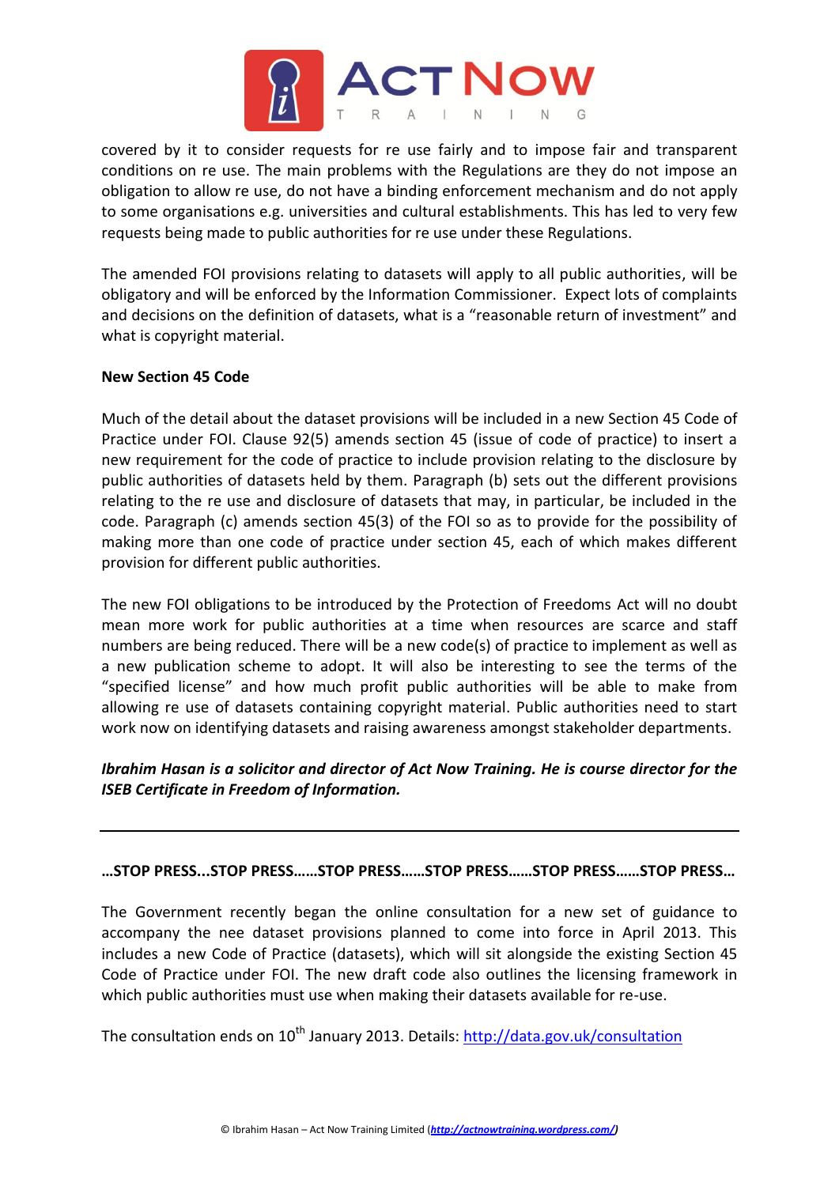covered by it to consider requests for re use fairly and to impose fair and transparent conditions on re use. The main problems with the Regulations are they do not impose an obligation to allow re use, do not have a binding enforcement mechanism and do not apply to some organisations e.g. universities and cultural establishments. This has led to very few requests being made to public authorities for re use under these Regulations.

The amended FOI provisions relating to datasets will apply to all public authorities, will be obligatory and will be enforced by the Information Commissioner. Expect lots of complaints and decisions on the definition of datasets, what is a "reasonable return of investment" and what is copyright material.

**New Section 45 Code**

Much of the detail about the dataset provisions will be included in a new Section 45 Code of Practice under FOI. Clause 92(5) amends section 45 (issue of code of practice) to insert a new requirement for the code of practice to include provision relating to the disclosure by public authorities of datasets held by them. Paragraph (b) sets out the different provisions relating to the re use and disclosure of datasets that may, in particular, be included in the code. Paragraph (c) amends section 45(3) of the FOI so as to provide for the possibility of making more than one code of practice under section 45, each of which makes different provision for different public authorities.

The new FOI obligations to be introduced by the Protection of Freedoms Act will no doubt mean more work for public authorities at a time when resources are scarce and staff numbers are being reduced. There will be a new code(s) of practice to implement as well as a new publication scheme to adopt. It will also be interesting to see the terms of the "specified license" and how much profit public authorities will be able to make from allowing re use of datasets containing copyright material. Public authorities need to start work now on identifying datasets and raising awareness amongst stakeholder departments.

***Ibrahim Hasan is a solicitor and director of Act Now Training. He is course director for the ISEB Certificate in Freedom of Information.***

---

**…STOP PRESS...STOP PRESS……STOP PRESS……STOP PRESS……STOP PRESS……STOP PRESS…**

The Government recently began the online consultation for a new set of guidance to accompany the nee dataset provisions planned to come into force in April 2013. This includes a new Code of Practice (datasets), which will sit alongside the existing Section 45 Code of Practice under FOI. The new draft code also outlines the licensing framework in which public authorities must use when making their datasets available for re-use.

The consultation ends on 10th January 2013. Details: http://data.gov.uk/consultation